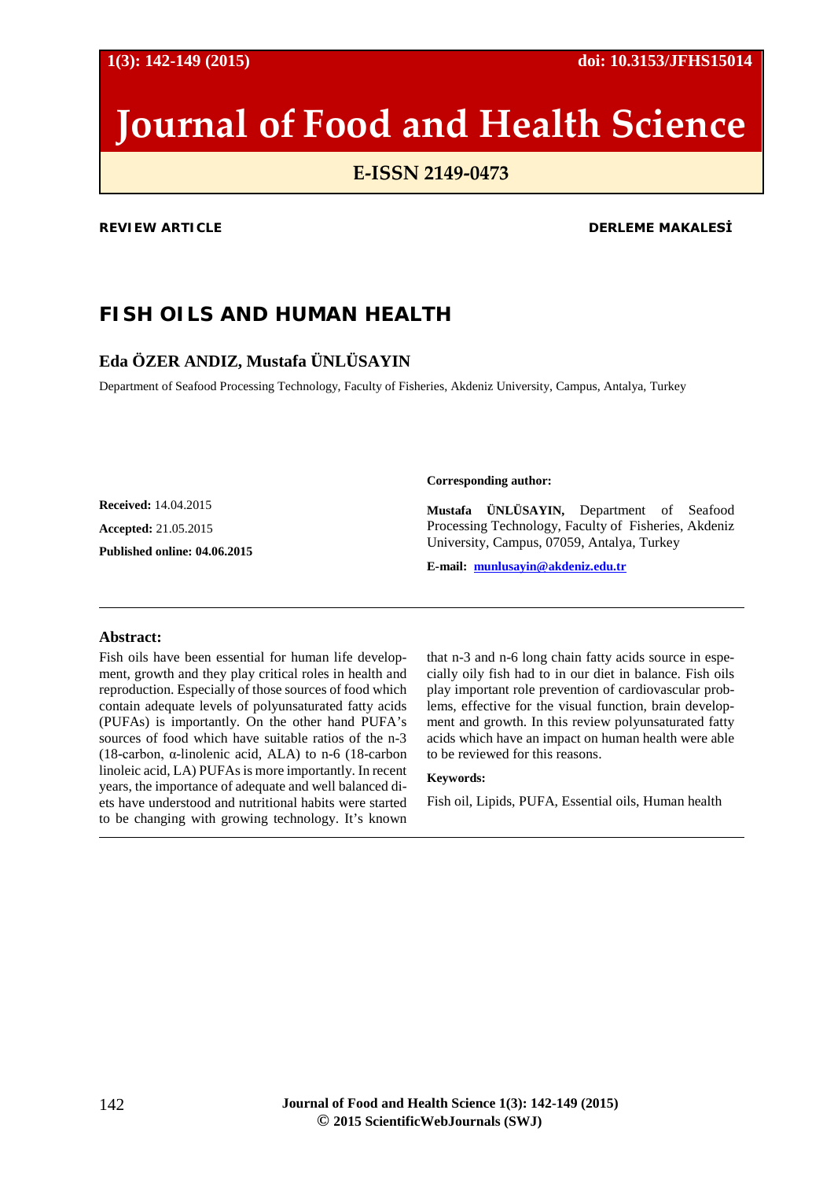# Journal of Food and Health Science

**E-ISSN 2149-0473**

**REVIEW ARTICLE** **DERLEME MAKALESİ**

## FISH OILS AND HUMAN HEALTH

**Eda ÖZER ANDIZ, Mustafa ÜNLÜSAYIN**

Department of Seafood Processing Technology, Faculty of Fisheries, Akdeniz University, Campus, Antalya, Turkey

**Received:** 14.04.2015

**Accepted:** 21.05.2015

**Published online: 04.06.2015**

**Corresponding author:**

**Mustafa ÜNLÜSAYIN,** Department of Seafood Processing Technology, Faculty of Fisheries, Akdeniz University, Campus, 07059, Antalya, Turkey

**E-mail:** munlusayin@akdeniz.edu.tr

### Abstract:

Fish oils have been essential for human life development, growth and they play critical roles in health and reproduction. Especially of those sources of food which contain adequate levels of polyunsaturated fatty acids (PUFAs) is importantly. On the other hand PUFA's sources of food which have suitable ratios of the n-3 (18-carbon, α-linolenic acid, ALA) to n-6 (18-carbon linoleic acid, LA) PUFAs is more importantly. In recent years, the importance of adequate and well balanced diets have understood and nutritional habits were started to be changing with growing technology. It's known that n-3 and n-6 long chain fatty acids source in especially oily fish had to in our diet in balance. Fish oils play important role prevention of cardiovascular problems, effective for the visual function, brain development and growth. In this review polyunsaturated fatty acids which have an impact on human health were able to be reviewed for this reasons.

**Keywords:**

Fish oil, Lipids, PUFA, Essential oils, Human health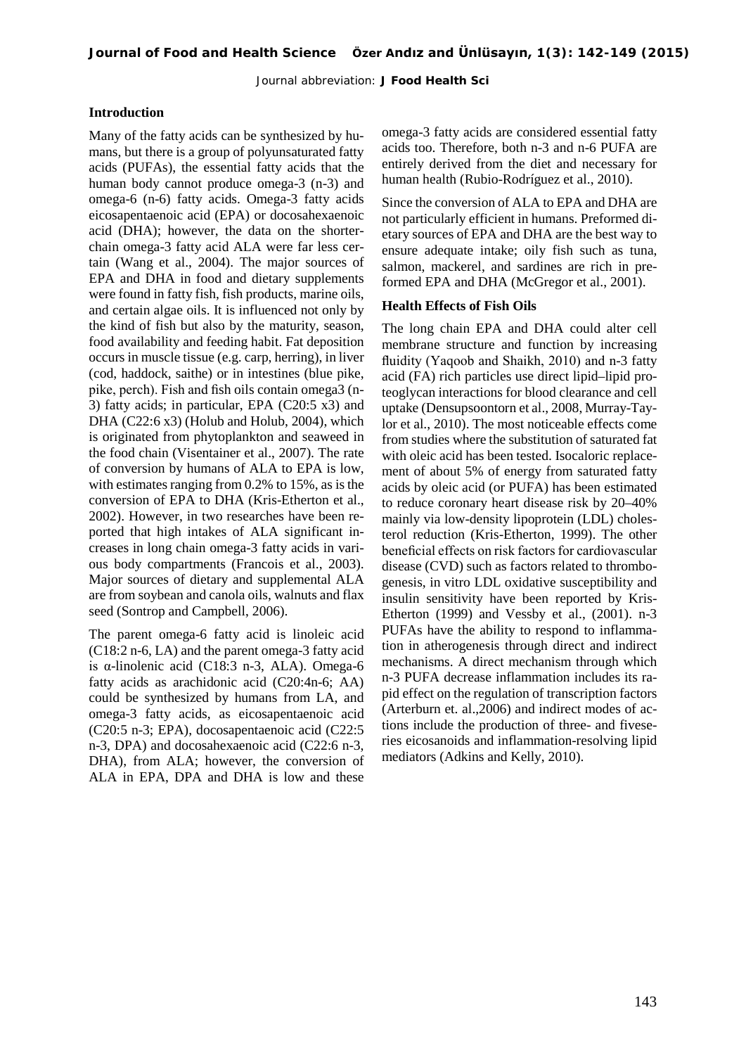## Introduction

Many of the fatty acids can be synthesized by humans, but there is a group of polyunsaturated fatty acids (PUFAs), the essential fatty acids that the human body cannot produce omega-3 (n-3) and omega-6 (n-6) fatty acids. Omega-3 fatty acids eicosapentaenoic acid (EPA) or docosahexaenoic acid (DHA); however, the data on the shorter-chain omega-3 fatty acid ALA were far less certain (Wang et al., 2004). The major sources of EPA and DHA in food and dietary supplements were found in fatty fish, fish products, marine oils, and certain algae oils. It is influenced not only by the kind of fish but also by the maturity, season, food availability and feeding habit. Fat deposition occurs in muscle tissue (e.g. carp, herring), in liver (cod, haddock, saithe) or in intestines (blue pike, pike, perch). Fish and fish oils contain omega3 (n-3) fatty acids; in particular, EPA (C20:5 x3) and DHA (C22:6 x3) (Holub and Holub, 2004), which is originated from phytoplankton and seaweed in the food chain (Visentainer et al., 2007). The rate of conversion by humans of ALA to EPA is low, with estimates ranging from 0.2% to 15%, as is the conversion of EPA to DHA (Kris-Etherton et al., 2002). However, in two researches have been reported that high intakes of ALA significant increases in long chain omega-3 fatty acids in various body compartments (Francois et al., 2003). Major sources of dietary and supplemental ALA are from soybean and canola oils, walnuts and flax seed (Sontrop and Campbell, 2006).

The parent omega-6 fatty acid is linoleic acid (C18:2 n-6, LA) and the parent omega-3 fatty acid is α-linolenic acid (C18:3 n-3, ALA). Omega-6 fatty acids as arachidonic acid (C20:4n-6; AA) could be synthesized by humans from LA, and omega-3 fatty acids, as eicosapentaenoic acid (C20:5 n-3; EPA), docosapentaenoic acid (C22:5 n-3, DPA) and docosahexaenoic acid (C22:6 n-3, DHA), from ALA; however, the conversion of ALA in EPA, DPA and DHA is low and these omega-3 fatty acids are considered essential fatty acids too. Therefore, both n-3 and n-6 PUFA are entirely derived from the diet and necessary for human health (Rubio-Rodríguez et al., 2010).

Since the conversion of ALA to EPA and DHA are not particularly efficient in humans. Preformed dietary sources of EPA and DHA are the best way to ensure adequate intake; oily fish such as tuna, salmon, mackerel, and sardines are rich in preformed EPA and DHA (McGregor et al., 2001).

### Health Effects of Fish Oils

The long chain EPA and DHA could alter cell membrane structure and function by increasing fluidity (Yaqoob and Shaikh, 2010) and n-3 fatty acid (FA) rich particles use direct lipid–lipid proteoglycan interactions for blood clearance and cell uptake (Densupsoontorn et al., 2008, Murray-Taylor et al., 2010). The most noticeable effects come from studies where the substitution of saturated fat with oleic acid has been tested. Isocaloric replacement of about 5% of energy from saturated fatty acids by oleic acid (or PUFA) has been estimated to reduce coronary heart disease risk by 20–40% mainly via low-density lipoprotein (LDL) cholesterol reduction (Kris-Etherton, 1999). The other beneficial effects on risk factors for cardiovascular disease (CVD) such as factors related to thrombogenesis, in vitro LDL oxidative susceptibility and insulin sensitivity have been reported by Kris-Etherton (1999) and Vessby et al., (2001). n-3 PUFAs have the ability to respond to inflammation in atherogenesis through direct and indirect mechanisms. A direct mechanism through which n-3 PUFA decrease inflammation includes its rapid effect on the regulation of transcription factors (Arterburn et. al.,2006) and indirect modes of actions include the production of three- and fiveseries eicosanoids and inflammation-resolving lipid mediators (Adkins and Kelly, 2010).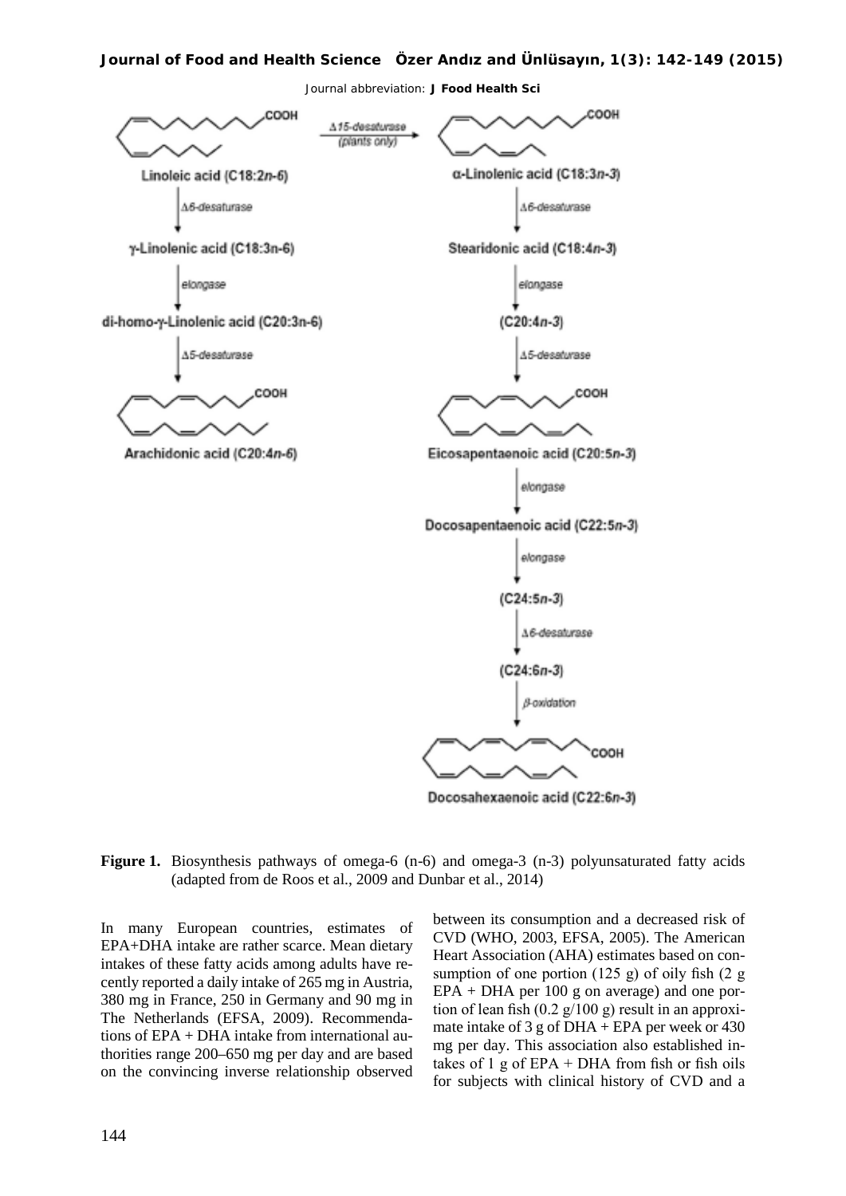**Figure 1.** Biosynthesis pathways of omega-6 (n-6) and omega-3 (n-3) polyunsaturated fatty acids (adapted from de Roos et al., 2009 and Dunbar et al., 2014)

In many European countries, estimates of EPA+DHA intake are rather scarce. Mean dietary intakes of these fatty acids among adults have recently reported a daily intake of 265 mg in Austria, 380 mg in France, 250 in Germany and 90 mg in The Netherlands (EFSA, 2009). Recommendations of EPA + DHA intake from international authorities range 200–650 mg per day and are based on the convincing inverse relationship observed between its consumption and a decreased risk of CVD (WHO, 2003, EFSA, 2005). The American Heart Association (AHA) estimates based on consumption of one portion (125 g) of oily fish (2 g EPA + DHA per 100 g on average) and one portion of lean fish (0.2 g/100 g) result in an approximate intake of 3 g of DHA + EPA per week or 430 mg per day. This association also established intakes of 1 g of EPA + DHA from fish or fish oils for subjects with clinical history of CVD and a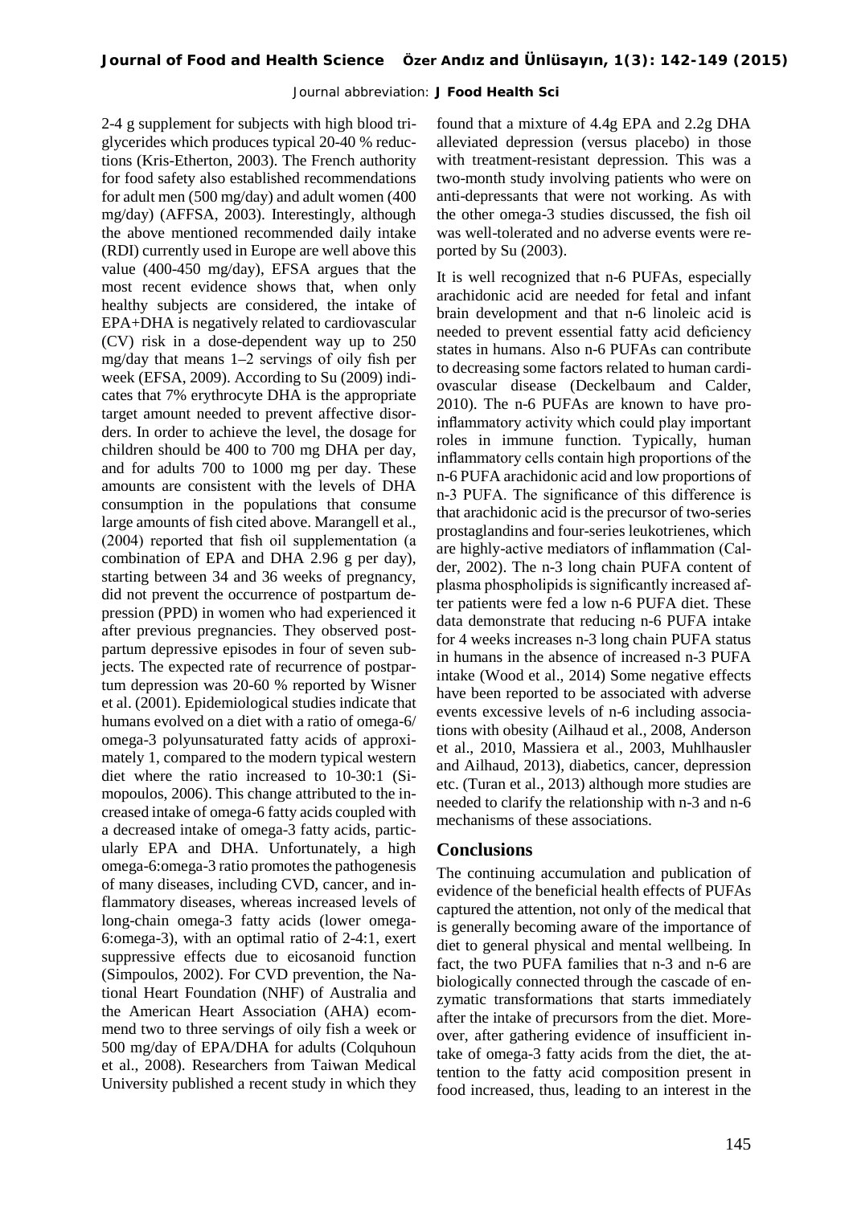2-4 g supplement for subjects with high blood triglycerides which produces typical 20-40 % reductions (Kris-Etherton, 2003). The French authority for food safety also established recommendations for adult men (500 mg/day) and adult women (400 mg/day) (AFFSA, 2003). Interestingly, although the above mentioned recommended daily intake (RDI) currently used in Europe are well above this value (400-450 mg/day), EFSA argues that the most recent evidence shows that, when only healthy subjects are considered, the intake of EPA+DHA is negatively related to cardiovascular (CV) risk in a dose-dependent way up to 250 mg/day that means 1–2 servings of oily fish per week (EFSA, 2009). According to Su (2009) indicates that 7% erythrocyte DHA is the appropriate target amount needed to prevent affective disorders. In order to achieve the level, the dosage for children should be 400 to 700 mg DHA per day, and for adults 700 to 1000 mg per day. These amounts are consistent with the levels of DHA consumption in the populations that consume large amounts of fish cited above. Marangell et al., (2004) reported that fish oil supplementation (a combination of EPA and DHA 2.96 g per day), starting between 34 and 36 weeks of pregnancy, did not prevent the occurrence of postpartum depression (PPD) in women who had experienced it after previous pregnancies. They observed postpartum depressive episodes in four of seven subjects. The expected rate of recurrence of postpartum depression was 20-60 % reported by Wisner et al. (2001). Epidemiological studies indicate that humans evolved on a diet with a ratio of omega-6/omega-3 polyunsaturated fatty acids of approximately 1, compared to the modern typical western diet where the ratio increased to 10-30:1 (Simopoulos, 2006). This change attributed to the increased intake of omega-6 fatty acids coupled with a decreased intake of omega-3 fatty acids, particularly EPA and DHA. Unfortunately, a high omega-6:omega-3 ratio promotes the pathogenesis of many diseases, including CVD, cancer, and inflammatory diseases, whereas increased levels of long-chain omega-3 fatty acids (lower omega-6:omega-3), with an optimal ratio of 2-4:1, exert suppressive effects due to eicosanoid function (Simpoulos, 2002). For CVD prevention, the National Heart Foundation (NHF) of Australia and the American Heart Association (AHA) ecommend two to three servings of oily fish a week or 500 mg/day of EPA/DHA for adults (Colquhoun et al., 2008). Researchers from Taiwan Medical University published a recent study in which they found that a mixture of 4.4g EPA and 2.2g DHA alleviated depression (versus placebo) in those with treatment-resistant depression. This was a two-month study involving patients who were on anti-depressants that were not working. As with the other omega-3 studies discussed, the fish oil was well-tolerated and no adverse events were reported by Su (2003).

It is well recognized that n-6 PUFAs, especially arachidonic acid are needed for fetal and infant brain development and that n-6 linoleic acid is needed to prevent essential fatty acid deficiency states in humans. Also n-6 PUFAs can contribute to decreasing some factors related to human cardiovascular disease (Deckelbaum and Calder, 2010). The n-6 PUFAs are known to have proinflammatory activity which could play important roles in immune function. Typically, human inflammatory cells contain high proportions of the n-6 PUFA arachidonic acid and low proportions of n-3 PUFA. The significance of this difference is that arachidonic acid is the precursor of two-series prostaglandins and four-series leukotrienes, which are highly-active mediators of inflammation (Calder, 2002). The n-3 long chain PUFA content of plasma phospholipids is significantly increased after patients were fed a low n-6 PUFA diet. These data demonstrate that reducing n-6 PUFA intake for 4 weeks increases n-3 long chain PUFA status in humans in the absence of increased n-3 PUFA intake (Wood et al., 2014) Some negative effects have been reported to be associated with adverse events excessive levels of n-6 including associations with obesity (Ailhaud et al., 2008, Anderson et al., 2010, Massiera et al., 2003, Muhlhausler and Ailhaud, 2013), diabetics, cancer, depression etc. (Turan et al., 2013) although more studies are needed to clarify the relationship with n-3 and n-6 mechanisms of these associations.

## Conclusions

The continuing accumulation and publication of evidence of the beneficial health effects of PUFAs captured the attention, not only of the medical that is generally becoming aware of the importance of diet to general physical and mental wellbeing. In fact, the two PUFA families that n-3 and n-6 are biologically connected through the cascade of enzymatic transformations that starts immediately after the intake of precursors from the diet. Moreover, after gathering evidence of insufficient intake of omega-3 fatty acids from the diet, the attention to the fatty acid composition present in food increased, thus, leading to an interest in the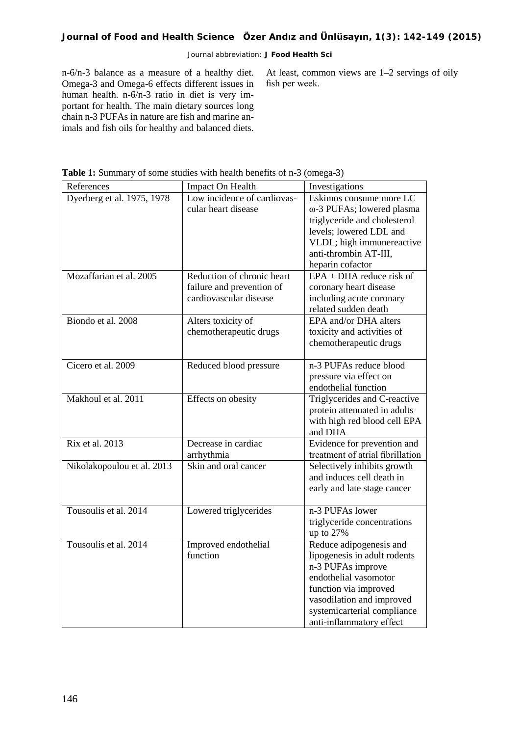n-6/n-3 balance as a measure of a healthy diet. Omega-3 and Omega-6 effects different issues in human health. n-6/n-3 ratio in diet is very important for health. The main dietary sources long chain n-3 PUFAs in nature are fish and marine animals and fish oils for healthy and balanced diets. At least, common views are 1–2 servings of oily fish per week.

**Table 1:** Summary of some studies with health benefits of n-3 (omega-3)

| References | Impact On Health | Investigations |
| --- | --- | --- |
| Dyerberg et al. 1975, 1978 | Low incidence of cardiovascular heart disease | Eskimos consume more LC ω-3 PUFAs; lowered plasma triglyceride and cholesterol levels; lowered LDL and VLDL; high immunereactive anti-thrombin AT-III, heparin cofactor |
| Mozaffarian et al. 2005 | Reduction of chronic heart failure and prevention of cardiovascular disease | EPA + DHA reduce risk of coronary heart disease including acute coronary related sudden death |
| Biondo et al. 2008 | Alters toxicity of chemotherapeutic drugs | EPA and/or DHA alters toxicity and activities of chemotherapeutic drugs |
| Cicero et al. 2009 | Reduced blood pressure | n-3 PUFAs reduce blood pressure via effect on endothelial function |
| Makhoul et al. 2011 | Effects on obesity | Triglycerides and C-reactive protein attenuated in adults with high red blood cell EPA and DHA |
| Rix et al. 2013 | Decrease in cardiac arrhythmia | Evidence for prevention and treatment of atrial fibrillation |
| Nikolakopoulou et al. 2013 | Skin and oral cancer | Selectively inhibits growth and induces cell death in early and late stage cancer |
| Tousoulis et al. 2014 | Lowered triglycerides | n-3 PUFAs lower triglyceride concentrations up to 27% |
| Tousoulis et al. 2014 | Improved endothelial function | Reduce adipogenesis and lipogenesis in adult rodents n-3 PUFAs improve endothelial vasomotor function via improved vasodilation and improved systemicarterial compliance anti-inflammatory effect |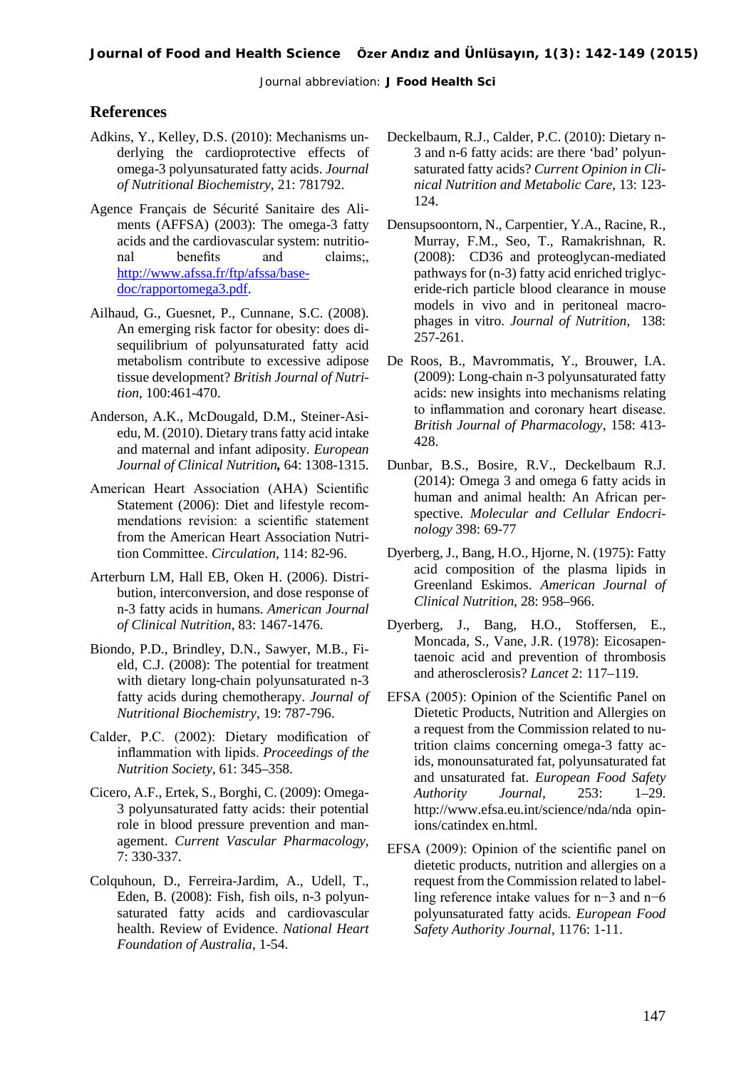## References

Adkins, Y., Kelley, D.S. (2010): Mechanisms underlying the cardioprotective effects of omega-3 polyunsaturated fatty acids. *Journal of Nutritional Biochemistry*, 21: 781792.

Agence Français de Sécurité Sanitaire des Aliments (AFFSA) (2003): The omega-3 fatty acids and the cardiovascular system: nutritional benefits and claims;, http://www.afssa.fr/ftp/afssa/basedoc/rapportomega3.pdf.

Ailhaud, G., Guesnet, P., Cunnane, S.C. (2008). An emerging risk factor for obesity: does disequilibrium of polyunsaturated fatty acid metabolism contribute to excessive adipose tissue development? *British Journal of Nutrition*, 100:461-470.

Anderson, A.K., McDougald, D.M., Steiner-Asiedu, M. (2010). Dietary trans fatty acid intake and maternal and infant adiposity. *European Journal of Clinical Nutrition,* 64: 1308-1315.

American Heart Association (AHA) Scientific Statement (2006): Diet and lifestyle recommendations revision: a scientific statement from the American Heart Association Nutrition Committee. *Circulation*, 114: 82-96.

Arterburn LM, Hall EB, Oken H. (2006). Distribution, interconversion, and dose response of n-3 fatty acids in humans. *American Journal of Clinical Nutrition*, 83: 1467-1476.

Biondo, P.D., Brindley, D.N., Sawyer, M.B., Field, C.J. (2008): The potential for treatment with dietary long-chain polyunsaturated n-3 fatty acids during chemotherapy. *Journal of Nutritional Biochemistry*, 19: 787-796.

Calder, P.C. (2002): Dietary modification of inflammation with lipids. *Proceedings of the Nutrition Society*, 61: 345–358.

Cicero, A.F., Ertek, S., Borghi, C. (2009): Omega-3 polyunsaturated fatty acids: their potential role in blood pressure prevention and management. *Current Vascular Pharmacology*, 7: 330-337.

Colquhoun, D., Ferreira-Jardim, A., Udell, T., Eden, B. (2008): Fish, fish oils, n-3 polyunsaturated fatty acids and cardiovascular health. Review of Evidence. *National Heart Foundation of Australia*, 1-54.

Deckelbaum, R.J., Calder, P.C. (2010): Dietary n-3 and n-6 fatty acids: are there 'bad' polyunsaturated fatty acids? *Current Opinion in Clinical Nutrition and Metabolic Care,* 13: 123-124.

Densupsoontorn, N., Carpentier, Y.A., Racine, R., Murray, F.M., Seo, T., Ramakrishnan, R. (2008): CD36 and proteoglycan-mediated pathways for (n-3) fatty acid enriched triglyceride-rich particle blood clearance in mouse models in vivo and in peritoneal macrophages in vitro. *Journal of Nutrition*, 138: 257-261.

De Roos, B., Mavrommatis, Y., Brouwer, I.A. (2009): Long-chain n-3 polyunsaturated fatty acids: new insights into mechanisms relating to inflammation and coronary heart disease. *British Journal of Pharmacology*, 158: 413-428.

Dunbar, B.S., Bosire, R.V., Deckelbaum R.J. (2014): Omega 3 and omega 6 fatty acids in human and animal health: An African perspective. *Molecular and Cellular Endocrinology* 398: 69-77

Dyerberg, J., Bang, H.O., Hjorne, N. (1975): Fatty acid composition of the plasma lipids in Greenland Eskimos. *American Journal of Clinical Nutrition*, 28: 958–966.

Dyerberg, J., Bang, H.O., Stoffersen, E., Moncada, S., Vane, J.R. (1978): Eicosapentaenoic acid and prevention of thrombosis and atherosclerosis? *Lancet* 2: 117–119.

EFSA (2005): Opinion of the Scientific Panel on Dietetic Products, Nutrition and Allergies on a request from the Commission related to nutrition claims concerning omega-3 fatty acids, monounsaturated fat, polyunsaturated fat and unsaturated fat. *European Food Safety Authority Journal*, 253: 1–29. http://www.efsa.eu.int/science/nda/nda opinions/catindex en.html.

EFSA (2009): Opinion of the scientific panel on dietetic products, nutrition and allergies on a request from the Commission related to labelling reference intake values for n−3 and n−6 polyunsaturated fatty acids. *European Food Safety Authority Journal*, 1176: 1-11.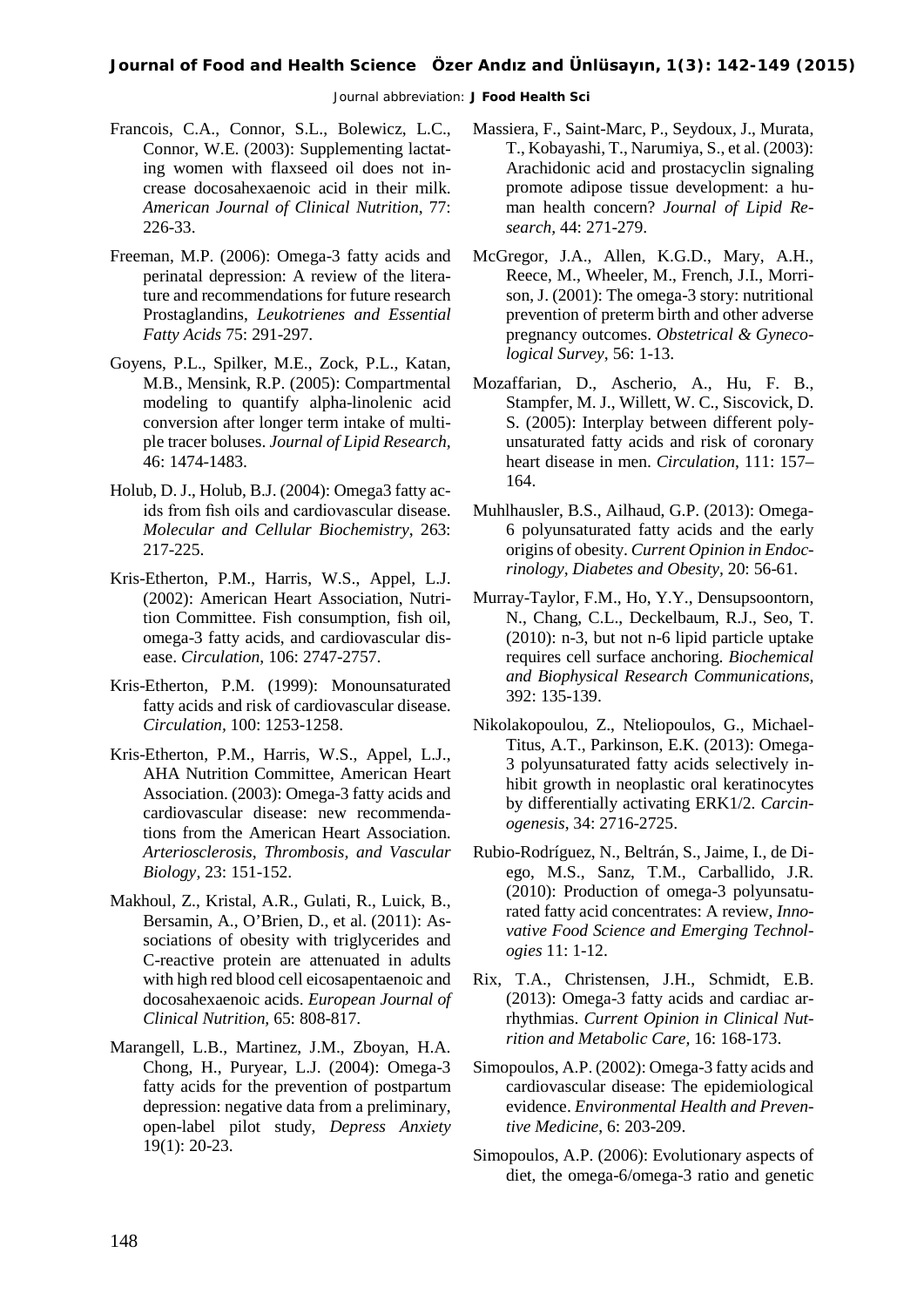Francois, C.A., Connor, S.L., Bolewicz, L.C., Connor, W.E. (2003): Supplementing lactating women with flaxseed oil does not increase docosahexaenoic acid in their milk. *American Journal of Clinical Nutrition*, 77: 226-33.

Freeman, M.P. (2006): Omega-3 fatty acids and perinatal depression: A review of the literature and recommendations for future research Prostaglandins, *Leukotrienes and Essential Fatty Acids* 75: 291-297.

Goyens, P.L., Spilker, M.E., Zock, P.L., Katan, M.B., Mensink, R.P. (2005): Compartmental modeling to quantify alpha-linolenic acid conversion after longer term intake of multiple tracer boluses. *Journal of Lipid Research*, 46: 1474-1483.

Holub, D. J., Holub, B.J. (2004): Omega3 fatty acids from fish oils and cardiovascular disease. *Molecular and Cellular Biochemistry*, 263: 217-225.

Kris-Etherton, P.M., Harris, W.S., Appel, L.J. (2002): American Heart Association, Nutrition Committee. Fish consumption, fish oil, omega-3 fatty acids, and cardiovascular disease. *Circulation*, 106: 2747-2757.

Kris-Etherton, P.M. (1999): Monounsaturated fatty acids and risk of cardiovascular disease. *Circulation*, 100: 1253-1258.

Kris-Etherton, P.M., Harris, W.S., Appel, L.J., AHA Nutrition Committee, American Heart Association. (2003): Omega-3 fatty acids and cardiovascular disease: new recommendations from the American Heart Association. *Arteriosclerosis, Thrombosis, and Vascular Biology*, 23: 151-152.

Makhoul, Z., Kristal, A.R., Gulati, R., Luick, B., Bersamin, A., O'Brien, D., et al. (2011): Associations of obesity with triglycerides and C-reactive protein are attenuated in adults with high red blood cell eicosapentaenoic and docosahexaenoic acids. *European Journal of Clinical Nutrition*, 65: 808-817.

Marangell, L.B., Martinez, J.M., Zboyan, H.A. Chong, H., Puryear, L.J. (2004): Omega-3 fatty acids for the prevention of postpartum depression: negative data from a preliminary, open-label pilot study, *Depress Anxiety* 19(1): 20-23.

Massiera, F., Saint-Marc, P., Seydoux, J., Murata, T., Kobayashi, T., Narumiya, S., et al. (2003): Arachidonic acid and prostacyclin signaling promote adipose tissue development: a human health concern? *Journal of Lipid Research*, 44: 271-279.

McGregor, J.A., Allen, K.G.D., Mary, A.H., Reece, M., Wheeler, M., French, J.I., Morrison, J. (2001): The omega-3 story: nutritional prevention of preterm birth and other adverse pregnancy outcomes. *Obstetrical & Gynecological Survey*, 56: 1-13.

Mozaffarian, D., Ascherio, A., Hu, F. B., Stampfer, M. J., Willett, W. C., Siscovick, D. S. (2005): Interplay between different polyunsaturated fatty acids and risk of coronary heart disease in men. *Circulation*, 111: 157–164.

Muhlhausler, B.S., Ailhaud, G.P. (2013): Omega-6 polyunsaturated fatty acids and the early origins of obesity. *Current Opinion in Endocrinology, Diabetes and Obesity*, 20: 56-61.

Murray-Taylor, F.M., Ho, Y.Y., Densupsoontorn, N., Chang, C.L., Deckelbaum, R.J., Seo, T. (2010): n-3, but not n-6 lipid particle uptake requires cell surface anchoring. *Biochemical and Biophysical Research Communications*, 392: 135-139.

Nikolakopoulou, Z., Nteliopoulos, G., Michael-Titus, A.T., Parkinson, E.K. (2013): Omega-3 polyunsaturated fatty acids selectively inhibit growth in neoplastic oral keratinocytes by differentially activating ERK1/2. *Carcinogenesis*, 34: 2716-2725.

Rubio-Rodríguez, N., Beltrán, S., Jaime, I., de Diego, M.S., Sanz, T.M., Carballido, J.R. (2010): Production of omega-3 polyunsaturated fatty acid concentrates: A review, *Innovative Food Science and Emerging Technologies* 11: 1-12.

Rix, T.A., Christensen, J.H., Schmidt, E.B. (2013): Omega-3 fatty acids and cardiac arrhythmias. *Current Opinion in Clinical Nutrition and Metabolic Care*, 16: 168-173.

Simopoulos, A.P. (2002): Omega-3 fatty acids and cardiovascular disease: The epidemiological evidence. *Environmental Health and Preventive Medicine*, 6: 203-209.

Simopoulos, A.P. (2006): Evolutionary aspects of diet, the omega-6/omega-3 ratio and genetic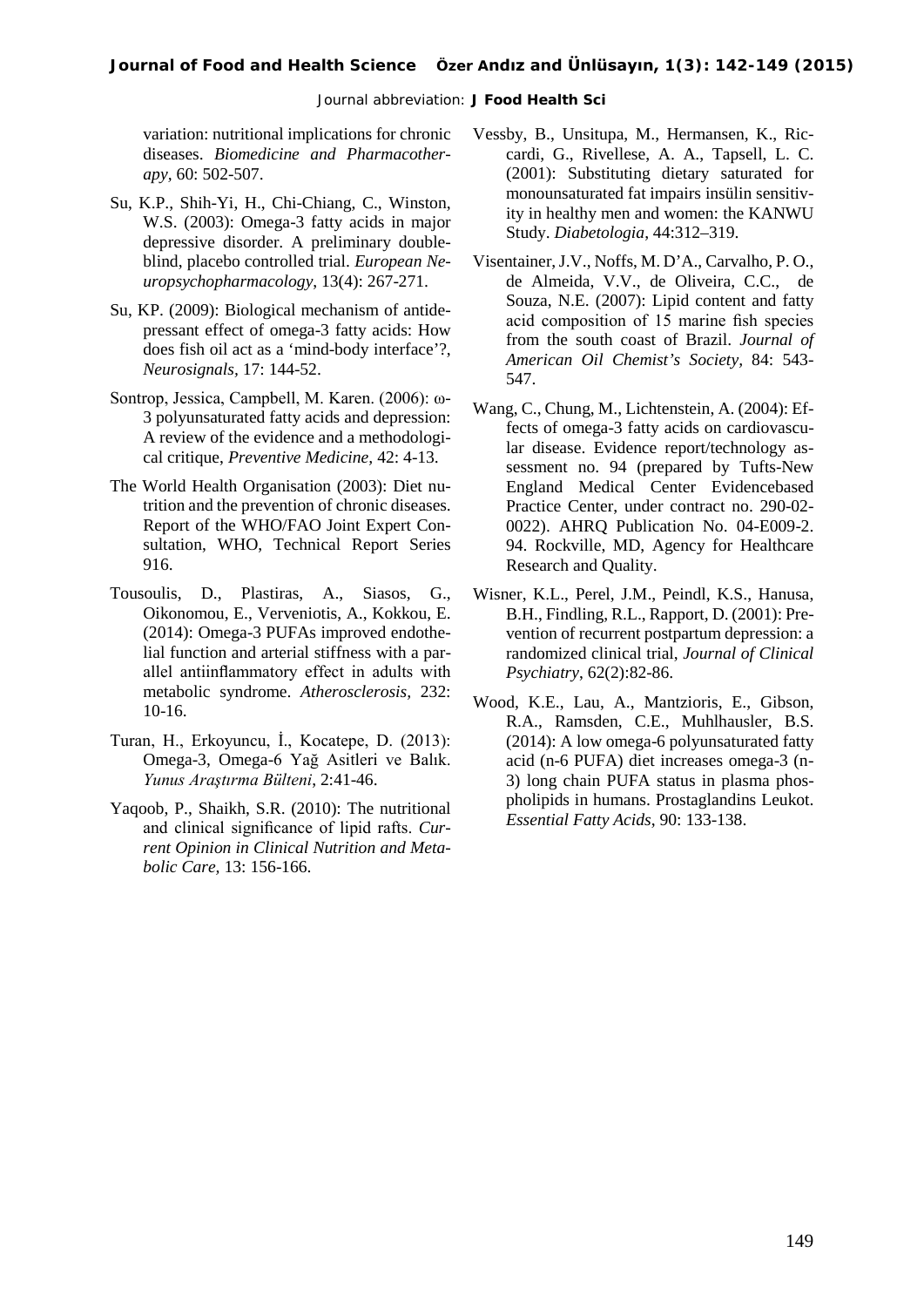variation: nutritional implications for chronic diseases. *Biomedicine and Pharmacotherapy*, 60: 502-507.

Su, K.P., Shih-Yi, H., Chi-Chiang, C., Winston, W.S. (2003): Omega-3 fatty acids in major depressive disorder. A preliminary double-blind, placebo controlled trial. *European Neuropsychopharmacology*, 13(4): 267-271.

Su, KP. (2009): Biological mechanism of antidepressant effect of omega-3 fatty acids: How does fish oil act as a 'mind-body interface'?, *Neurosignals*, 17: 144-52.

Sontrop, Jessica, Campbell, M. Karen. (2006): ω-3 polyunsaturated fatty acids and depression: A review of the evidence and a methodological critique, *Preventive Medicine,* 42: 4-13.

The World Health Organisation (2003): Diet nutrition and the prevention of chronic diseases. Report of the WHO/FAO Joint Expert Consultation, WHO, Technical Report Series 916.

Tousoulis, D., Plastiras, A., Siasos, G., Oikonomou, E., Verveniotis, A., Kokkou, E. (2014): Omega-3 PUFAs improved endothelial function and arterial stiffness with a parallel antiinflammatory effect in adults with metabolic syndrome. *Atherosclerosis,* 232: 10-16.

Turan, H., Erkoyuncu, İ., Kocatepe, D. (2013): Omega-3, Omega-6 Yağ Asitleri ve Balık. *Yunus Araştırma Bülteni*, 2:41-46.

Yaqoob, P., Shaikh, S.R. (2010): The nutritional and clinical significance of lipid rafts. *Current Opinion in Clinical Nutrition and Metabolic Care,* 13: 156-166.

Vessby, B., Unsitupa, M., Hermansen, K., Riccardi, G., Rivellese, A. A., Tapsell, L. C. (2001): Substituting dietary saturated for monounsaturated fat impairs insülin sensitivity in healthy men and women: the KANWU Study. *Diabetologia,* 44:312–319.

Visentainer, J.V., Noffs, M. D'A., Carvalho, P. O., de Almeida, V.V., de Oliveira, C.C., de Souza, N.E. (2007): Lipid content and fatty acid composition of 15 marine fish species from the south coast of Brazil. *Journal of American Oil Chemist's Society*, 84: 543-547.

Wang, C., Chung, M., Lichtenstein, A. (2004): Effects of omega-3 fatty acids on cardiovascular disease. Evidence report/technology assessment no. 94 (prepared by Tufts-New England Medical Center Evidencebased Practice Center, under contract no. 290-02-0022). AHRQ Publication No. 04-E009-2. 94. Rockville, MD, Agency for Healthcare Research and Quality.

Wisner, K.L., Perel, J.M., Peindl, K.S., Hanusa, B.H., Findling, R.L., Rapport, D. (2001): Prevention of recurrent postpartum depression: a randomized clinical trial, *Journal of Clinical Psychiatry*, 62(2):82-86.

Wood, K.E., Lau, A., Mantzioris, E., Gibson, R.A., Ramsden, C.E., Muhlhausler, B.S. (2014): A low omega-6 polyunsaturated fatty acid (n-6 PUFA) diet increases omega-3 (n-3) long chain PUFA status in plasma phospholipids in humans. Prostaglandins Leukot. *Essential Fatty Acids*, 90: 133-138.